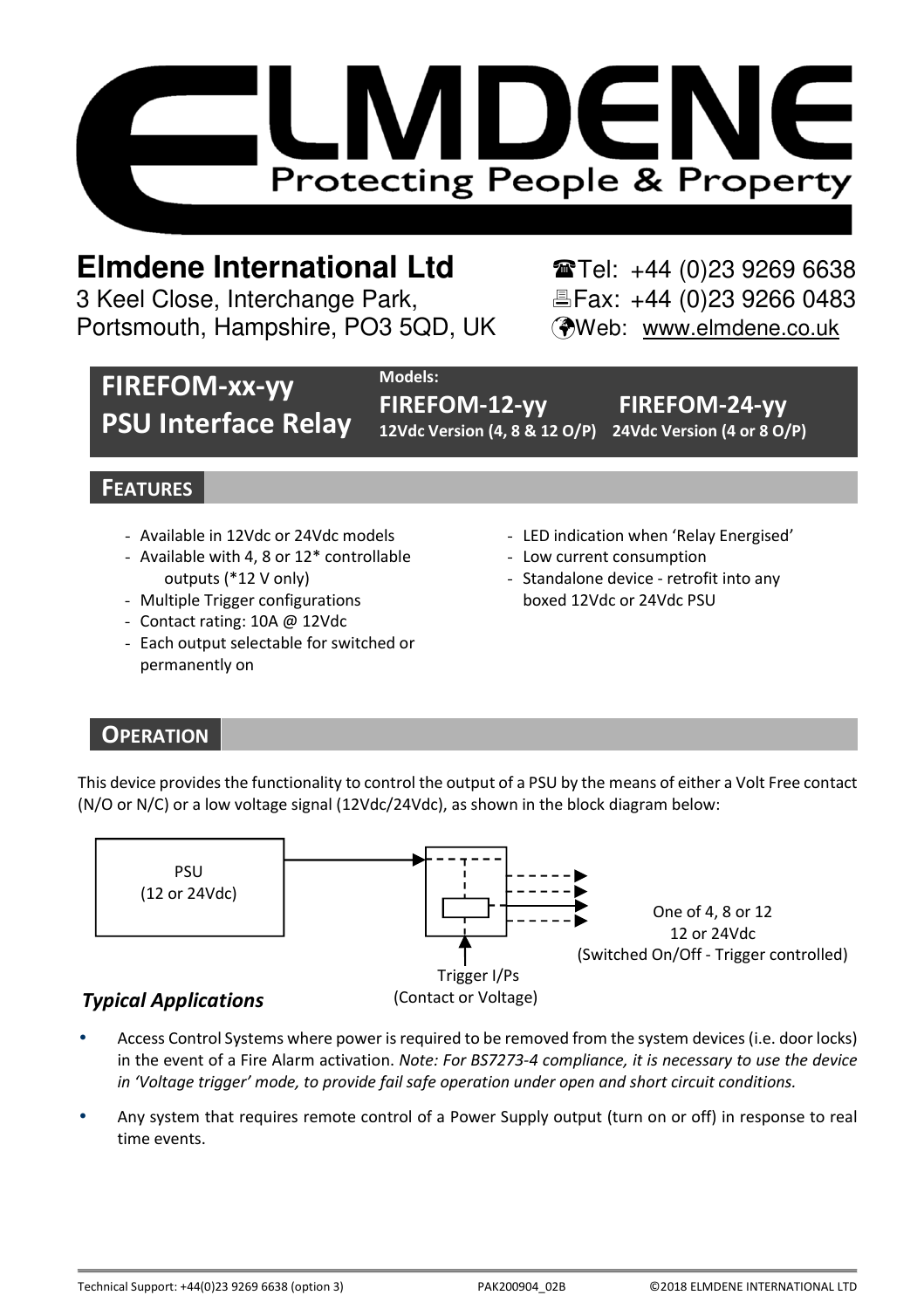# Elmdene International Ltd

3 Keel Close, Interchange Park,
Portsmouth, Hampshire, PO3 5QD, UK

☎Tel: +44 (0)23 9269 6638
🖶Fax: +44 (0)23 9266 0483
Web: www.elmdene.co.uk

## FIREFOM-xx-yy PSU Interface Relay

**Models:**

**FIREFOM-12-yy** — 12Vdc Version (4, 8 & 12 O/P)

**FIREFOM-24-yy** — 24Vdc Version (4 or 8 O/P)

## FEATURES

- Available in 12Vdc or 24Vdc models
- Available with 4, 8 or 12* controllable outputs (*12 V only)
- Multiple Trigger configurations
- Contact rating: 10A @ 12Vdc
- Each output selectable for switched or permanently on
- LED indication when 'Relay Energised'
- Low current consumption
- Standalone device - retrofit into any boxed 12Vdc or 24Vdc PSU

## OPERATION

This device provides the functionality to control the output of a PSU by the means of either a Volt Free contact (N/O or N/C) or a low voltage signal (12Vdc/24Vdc), as shown in the block diagram below:

PSU (12 or 24Vdc) → Relay → One of 4, 8 or 12 12 or 24Vdc (Switched On/Off - Trigger controlled)

Trigger I/Ps (Contact or Voltage)

### *Typical Applications*

- Access Control Systems where power is required to be removed from the system devices (i.e. door locks) in the event of a Fire Alarm activation. *Note: For BS7273-4 compliance, it is necessary to use the device in 'Voltage trigger' mode, to provide fail safe operation under open and short circuit conditions.*
- Any system that requires remote control of a Power Supply output (turn on or off) in response to real time events.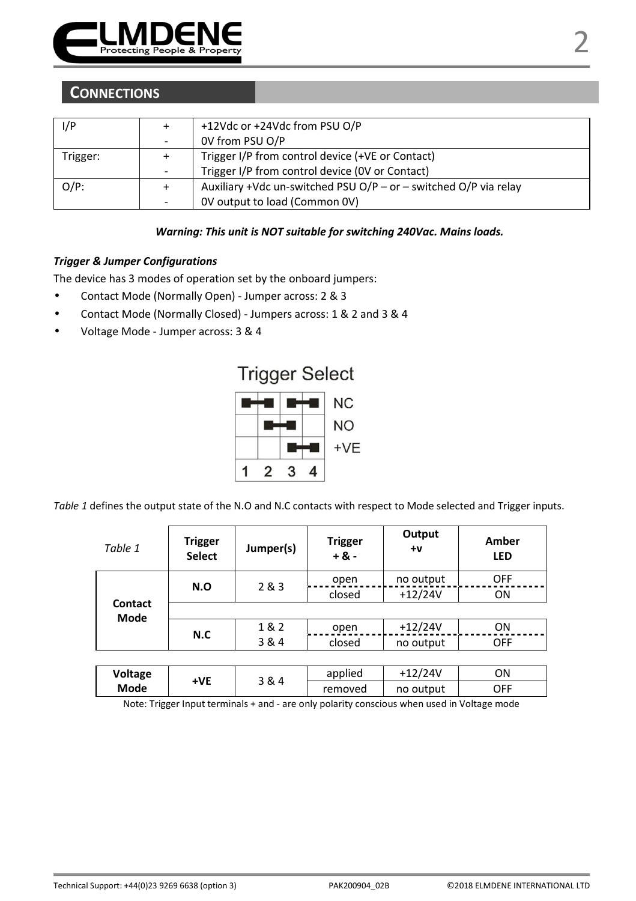## CONNECTIONS

| | | |
|---|---|---|
| I/P | + | +12Vdc or +24Vdc from PSU O/P |
| | - | 0V from PSU O/P |
| Trigger: | + | Trigger I/P from control device (+VE or Contact) |
| | - | Trigger I/P from control device (0V or Contact) |
| O/P: | + | Auxiliary +Vdc un-switched PSU O/P – or – switched O/P via relay |
| | - | 0V output to load (Common 0V) |

***Warning: This unit is NOT suitable for switching 240Vac. Mains loads.***

***Trigger & Jumper Configurations***

The device has 3 modes of operation set by the onboard jumpers:

- Contact Mode (Normally Open) - Jumper across: 2 & 3
- Contact Mode (Normally Closed) - Jumpers across: 1 & 2 and 3 & 4
- Voltage Mode - Jumper across: 3 & 4

Trigger Select

| 1 | 2 | 3 | 4 | |
|---|---|---|---|---|
| ■—■ | | ■—■ | | NC |
| | ■—■ | | | NO |
| | | ■—■ | | +VE |

*Table 1* defines the output state of the N.O and N.C contacts with respect to Mode selected and Trigger inputs.

| *Table 1* | Trigger Select | Jumper(s) | Trigger + & - | Output +v | Amber LED |
|---|---|---|---|---|---|
| Contact Mode | N.O | 2 & 3 | open | no output | OFF |
| | | | closed | +12/24V | ON |
| | N.C | 1 & 2<br>3 & 4 | open | +12/24V | ON |
| | | | closed | no output | OFF |
| Voltage Mode | +VE | 3 & 4 | applied | +12/24V | ON |
| | | | removed | no output | OFF |

Note: Trigger Input terminals + and - are only polarity conscious when used in Voltage mode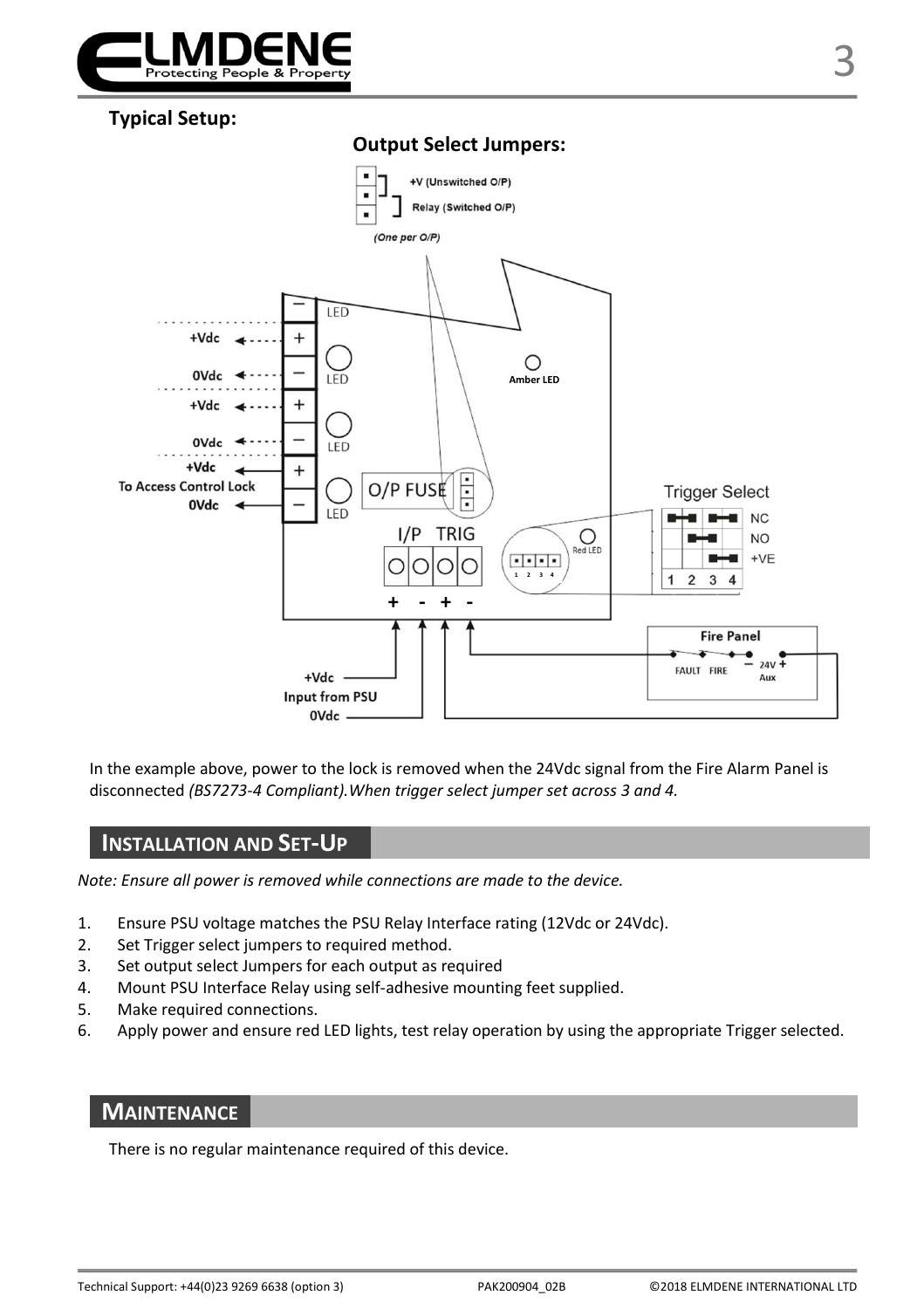## Typical Setup:

In the example above, power to the lock is removed when the 24Vdc signal from the Fire Alarm Panel is disconnected *(BS7273-4 Compliant).When trigger select jumper set across 3 and 4.*

## INSTALLATION AND SET-UP

*Note: Ensure all power is removed while connections are made to the device.*

1. Ensure PSU voltage matches the PSU Relay Interface rating (12Vdc or 24Vdc).
2. Set Trigger select jumpers to required method.
3. Set output select Jumpers for each output as required
4. Mount PSU Interface Relay using self-adhesive mounting feet supplied.
5. Make required connections.
6. Apply power and ensure red LED lights, test relay operation by using the appropriate Trigger selected.

## MAINTENANCE

There is no regular maintenance required of this device.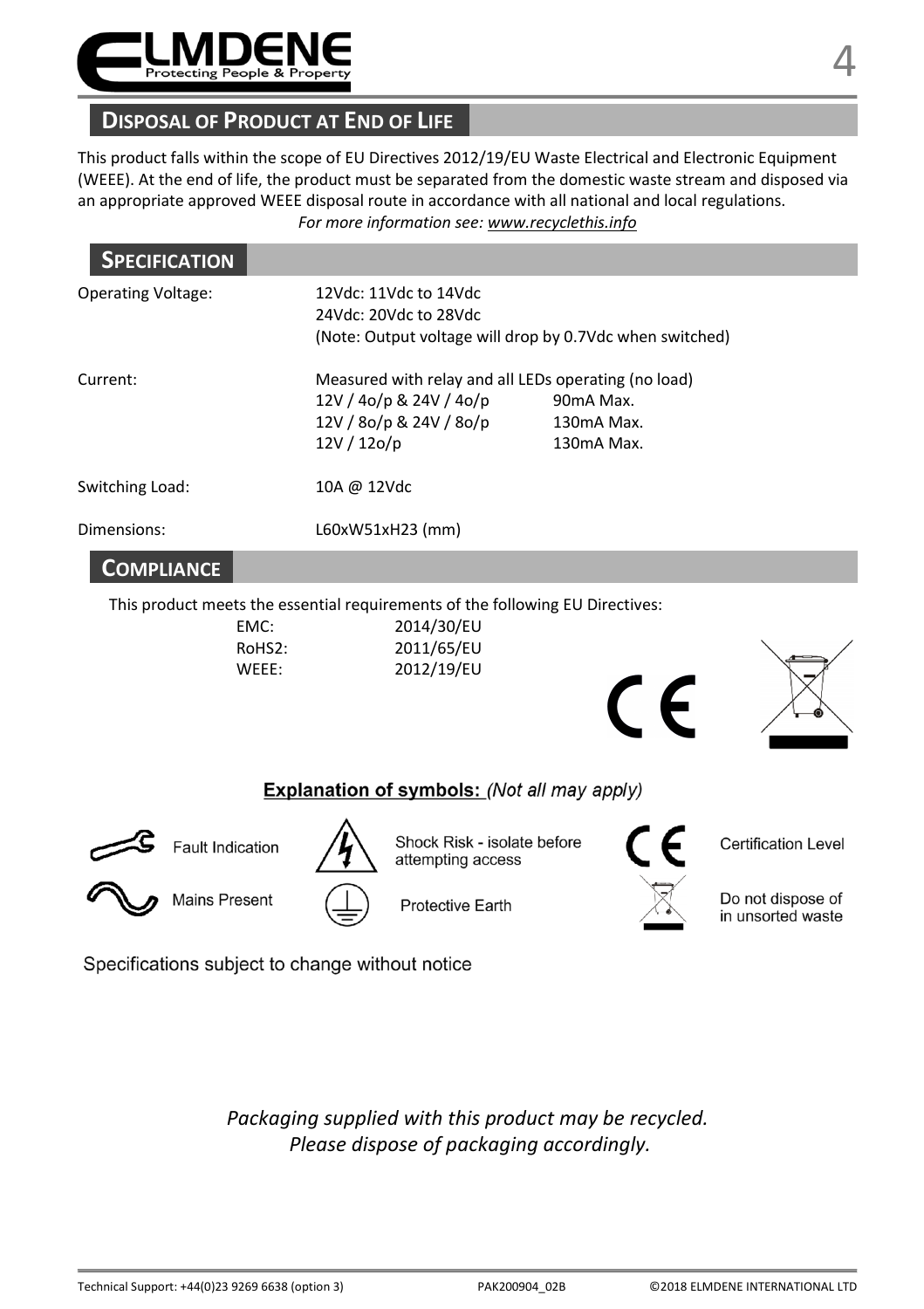## Disposal of Product at End of Life

This product falls within the scope of EU Directives 2012/19/EU Waste Electrical and Electronic Equipment (WEEE). At the end of life, the product must be separated from the domestic waste stream and disposed via an appropriate approved WEEE disposal route in accordance with all national and local regulations.

*For more information see: www.recyclethis.info*

## Specification

| | | |
|---|---|---|
| Operating Voltage: | 12Vdc: 11Vdc to 14Vdc<br>24Vdc: 20Vdc to 28Vdc<br>(Note: Output voltage will drop by 0.7Vdc when switched) | |
| Current: | Measured with relay and all LEDs operating (no load) | |
| | 12V / 4o/p & 24V / 4o/p | 90mA Max. |
| | 12V / 8o/p & 24V / 8o/p | 130mA Max. |
| | 12V / 12o/p | 130mA Max. |
| Switching Load: | 10A @ 12Vdc | |
| Dimensions: | L60xW51xH23 (mm) | |

## Compliance

This product meets the essential requirements of the following EU Directives:

| | |
|---|---|
| EMC: | 2014/30/EU |
| RoHS2: | 2011/65/EU |
| WEEE: | 2012/19/EU |

**Explanation of symbols:** *(Not all may apply)*

- Fault Indication
- Mains Present
- Shock Risk - isolate before attempting access
- Protective Earth
- Certification Level
- Do not dispose of in unsorted waste

Specifications subject to change without notice

*Packaging supplied with this product may be recycled.*
*Please dispose of packaging accordingly.*

Technical Support: +44(0)23 9269 6638 (option 3) PAK200904_02B ©2018 ELMDENE INTERNATIONAL LTD